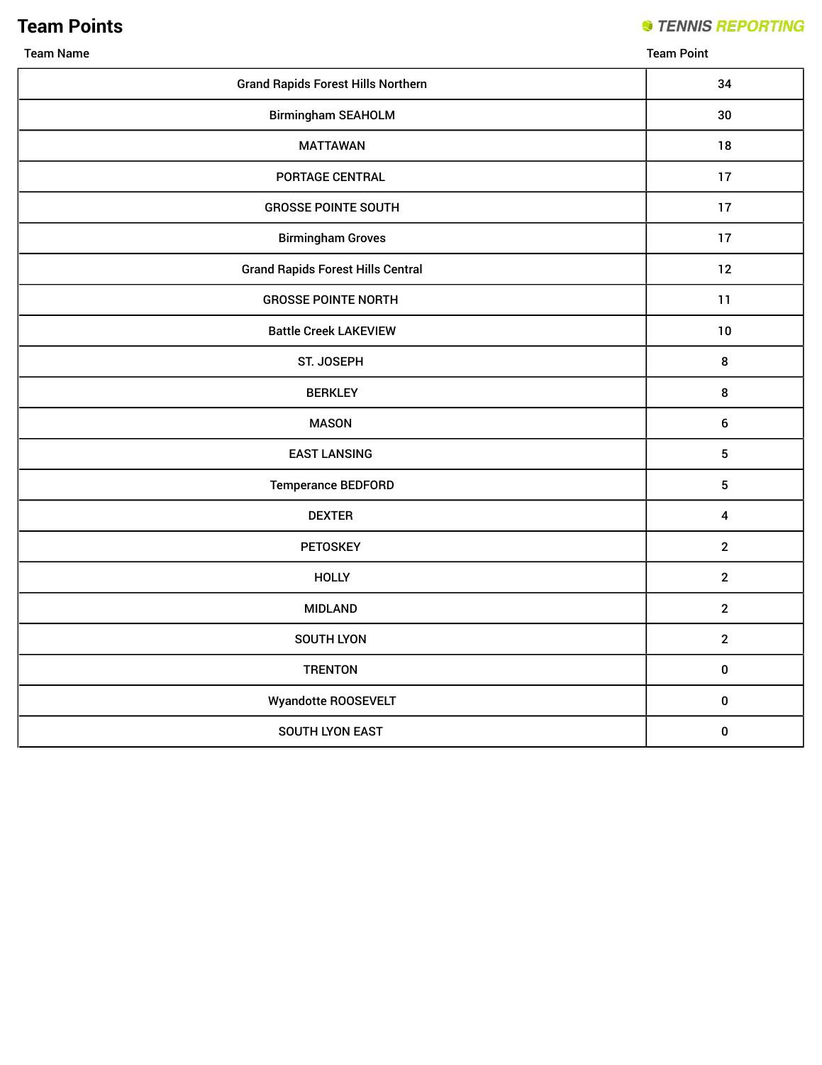# Team Points

TENNIS REPORTING

| Team Name | Team Point |
|---|---|
| Grand Rapids Forest Hills Northern | 34 |
| Birmingham SEAHOLM | 30 |
| MATTAWAN | 18 |
| PORTAGE CENTRAL | 17 |
| GROSSE POINTE SOUTH | 17 |
| Birmingham Groves | 17 |
| Grand Rapids Forest Hills Central | 12 |
| GROSSE POINTE NORTH | 11 |
| Battle Creek LAKEVIEW | 10 |
| ST. JOSEPH | 8 |
| BERKLEY | 8 |
| MASON | 6 |
| EAST LANSING | 5 |
| Temperance BEDFORD | 5 |
| DEXTER | 4 |
| PETOSKEY | 2 |
| HOLLY | 2 |
| MIDLAND | 2 |
| SOUTH LYON | 2 |
| TRENTON | 0 |
| Wyandotte ROOSEVELT | 0 |
| SOUTH LYON EAST | 0 |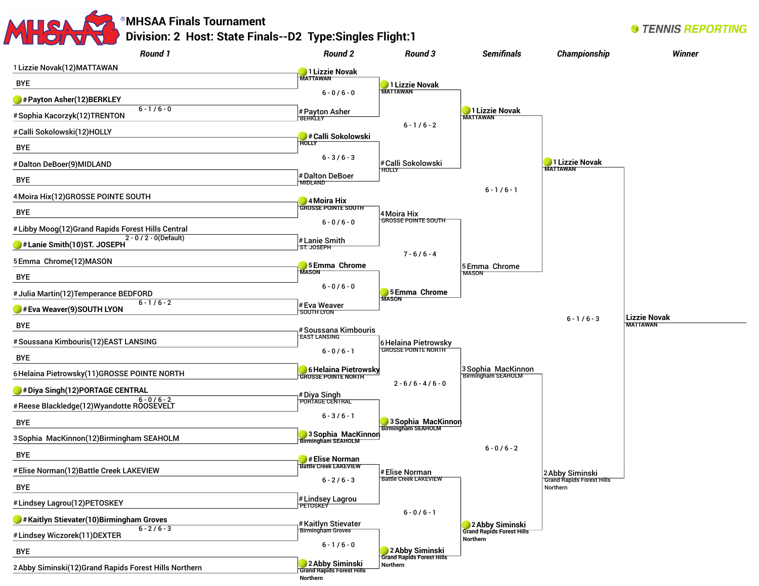# MHSAA Finals Tournament

## Division: 2 Host: State Finals--D2 Type: Singles Flight: 1

TENNIS REPORTING

### Round 1

| Match | Player 1 | Player 2 | Score |
|---|---|---|---|
| 1 | 1 Lizzie Novak(12)MATTAWAN | BYE | |
| 2 | # Payton Asher(12)BERKLEY | # Sophia Kacorzyk(12)TRENTON | 6 - 1 / 6 - 0 |
| 3 | # Calli Sokolowski(12)HOLLY | BYE | |
| 4 | # Dalton DeBoer(9)MIDLAND | BYE | |
| 5 | 4 Moira Hix(12)GROSSE POINTE SOUTH | BYE | |
| 6 | # Libby Moog(12)Grand Rapids Forest Hills Central | # Lanie Smith(10)ST. JOSEPH | 2 - 0 / 2 - 0(Default) |
| 7 | 5 Emma Chrome(12)MASON | BYE | |
| 8 | # Julia Martin(12)Temperance BEDFORD | # Eva Weaver(9)SOUTH LYON | 6 - 1 / 6 - 2 |
| 9 | BYE | # Soussana Kimbouris(12)EAST LANSING | |
| 10 | BYE | 6 Helaina Pietrowsky(11)GROSSE POINTE NORTH | |
| 11 | # Diya Singh(12)PORTAGE CENTRAL | # Reese Blackledge(12)Wyandotte ROOSEVELT | 6 - 0 / 6 - 2 |
| 12 | BYE | 3 Sophia MacKinnon(12)Birmingham SEAHOLM | |
| 13 | BYE | # Elise Norman(12)Battle Creek LAKEVIEW | |
| 14 | BYE | # Lindsey Lagrou(12)PETOSKEY | |
| 15 | # Kaitlyn Stievater(10)Birmingham Groves | # Lindsey Wiczorek(11)DEXTER | 6 - 2 / 6 - 3 |
| 16 | BYE | 2 Abby Siminski(12)Grand Rapids Forest Hills Northern | |

### Round 2

| Player 1 | Player 2 | Score |
|---|---|---|
| **1 Lizzie Novak** MATTAWAN | # Payton Asher BERKLEY | 6 - 0 / 6 - 0 |
| **# Calli Sokolowski** HOLLY | # Dalton DeBoer MIDLAND | 6 - 3 / 6 - 3 |
| **4 Moira Hix** GROSSE POINTE SOUTH | # Lanie Smith ST. JOSEPH | 6 - 0 / 6 - 0 |
| **5 Emma Chrome** MASON | # Eva Weaver SOUTH LYON | 6 - 0 / 6 - 0 |
| # Soussana Kimbouris EAST LANSING | **6 Helaina Pietrowsky** GROSSE POINTE NORTH | 6 - 0 / 6 - 1 |
| # Diya Singh PORTAGE CENTRAL | **3 Sophia MacKinnon** Birmingham SEAHOLM | 6 - 3 / 6 - 1 |
| **# Elise Norman** Battle Creek LAKEVIEW | # Lindsey Lagrou PETOSKEY | 6 - 2 / 6 - 3 |
| # Kaitlyn Stievater Birmingham Groves | **2 Abby Siminski** Grand Rapids Forest Hills Northern | 6 - 1 / 6 - 0 |

### Round 3

| Player 1 | Player 2 | Score |
|---|---|---|
| **1 Lizzie Novak** MATTAWAN | # Calli Sokolowski HOLLY | 6 - 1 / 6 - 2 |
| 4 Moira Hix GROSSE POINTE SOUTH | **5 Emma Chrome** MASON | 7 - 6 / 6 - 4 |
| 6 Helaina Pietrowsky GROSSE POINTE NORTH | **3 Sophia MacKinnon** Birmingham SEAHOLM | 2 - 6 / 6 - 4 / 6 - 0 |
| # Elise Norman Battle Creek LAKEVIEW | **2 Abby Siminski** Grand Rapids Forest Hills Northern | 6 - 0 / 6 - 1 |

### Semifinals

| Player 1 | Player 2 | Score |
|---|---|---|
| **1 Lizzie Novak** MATTAWAN | 5 Emma Chrome MASON | 6 - 1 / 6 - 1 |
| 3 Sophia MacKinnon Birmingham SEAHOLM | **2 Abby Siminski** Grand Rapids Forest Hills Northern | 6 - 0 / 6 - 2 |

### Championship

| Player 1 | Player 2 | Score |
|---|---|---|
| **1 Lizzie Novak** MATTAWAN | 2 Abby Siminski Grand Rapids Forest Hills Northern | 6 - 1 / 6 - 3 |

### Winner

Lizzie Novak MATTAWAN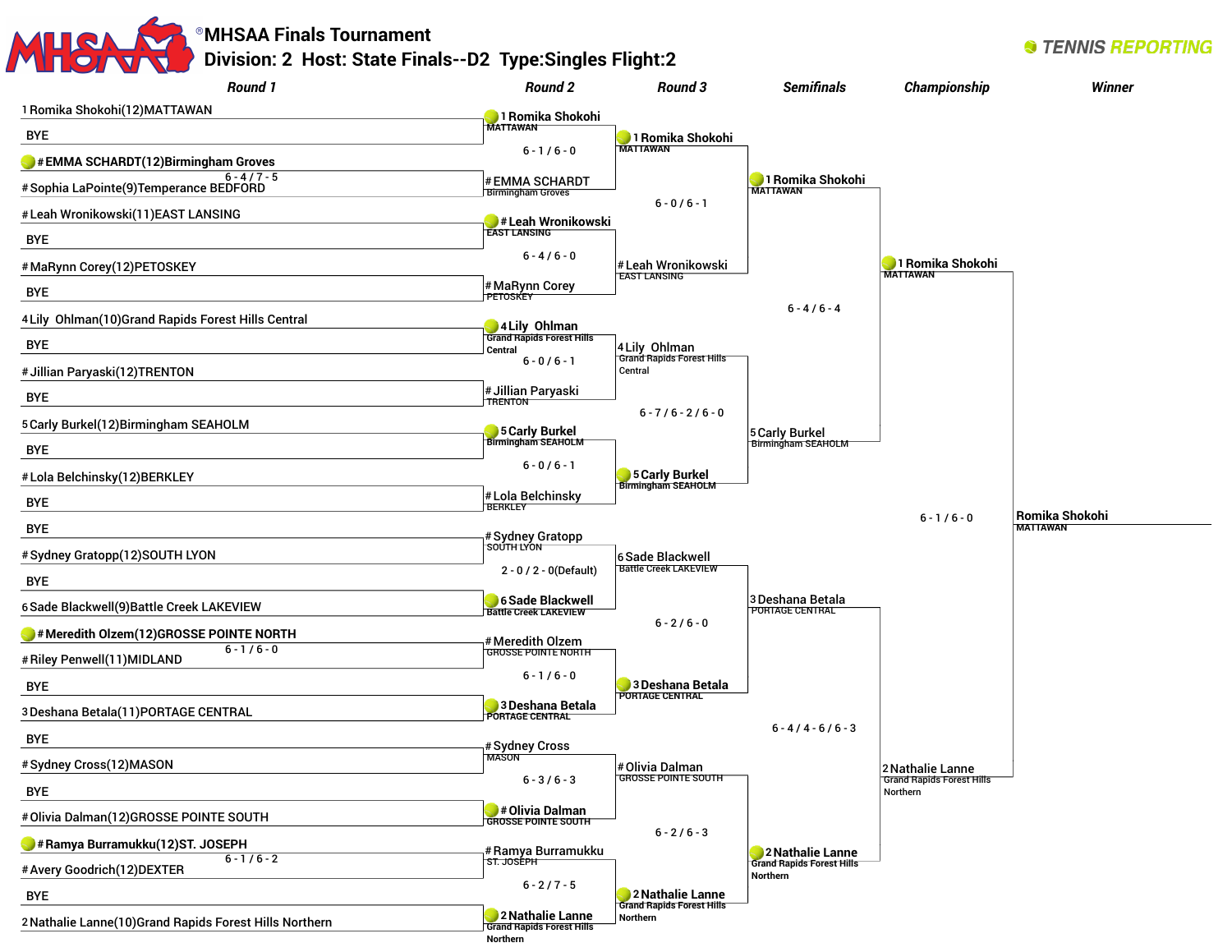# MHSAA Finals Tournament

## Division: 2 Host: State Finals--D2 Type:Singles Flight:2

TENNIS REPORTING

### Round 1

- 1 Romika Shokohi(12)MATTAWAN vs BYE
- # EMMA SCHARDT(12)Birmingham Groves vs # Sophia LaPointe(9)Temperance BEDFORD — 6 - 4 / 7 - 5
- # Leah Wronikowski(11)EAST LANSING vs BYE
- # MaRynn Corey(12)PETOSKEY vs BYE
- 4 Lily Ohlman(10)Grand Rapids Forest Hills Central vs BYE
- # Jillian Paryaski(12)TRENTON vs BYE
- 5 Carly Burkel(12)Birmingham SEAHOLM vs BYE
- # Lola Belchinsky(12)BERKLEY vs BYE
- BYE vs # Sydney Gratopp(12)SOUTH LYON
- BYE vs 6 Sade Blackwell(9)Battle Creek LAKEVIEW
- # Meredith Olzem(12)GROSSE POINTE NORTH vs # Riley Penwell(11)MIDLAND — 6 - 1 / 6 - 0
- BYE vs 3 Deshana Betala(11)PORTAGE CENTRAL
- BYE vs # Sydney Cross(12)MASON
- BYE vs # Olivia Dalman(12)GROSSE POINTE SOUTH
- # Ramya Burramukku(12)ST. JOSEPH vs # Avery Goodrich(12)DEXTER — 6 - 1 / 6 - 2
- BYE vs 2 Nathalie Lanne(10)Grand Rapids Forest Hills Northern

### Round 2

- 1 Romika Shokohi (MATTAWAN) def. # EMMA SCHARDT (Birmingham Groves) — 6 - 1 / 6 - 0
- # Leah Wronikowski (EAST LANSING) def. # MaRynn Corey (PETOSKEY) — 6 - 4 / 6 - 0
- 4 Lily Ohlman (Grand Rapids Forest Hills Central) def. # Jillian Paryaski (TRENTON) — 6 - 0 / 6 - 1
- 5 Carly Burkel (Birmingham SEAHOLM) def. # Lola Belchinsky (BERKLEY) — 6 - 0 / 6 - 1
- 6 Sade Blackwell (Battle Creek LAKEVIEW) def. # Sydney Gratopp (SOUTH LYON) — 2 - 0 / 2 - 0(Default)
- 3 Deshana Betala (PORTAGE CENTRAL) def. # Meredith Olzem (GROSSE POINTE NORTH) — 6 - 1 / 6 - 0
- # Olivia Dalman (GROSSE POINTE SOUTH) def. # Sydney Cross (MASON) — 6 - 3 / 6 - 3
- 2 Nathalie Lanne (Grand Rapids Forest Hills Northern) def. # Ramya Burramukku (ST. JOSEPH) — 6 - 2 / 7 - 5

### Round 3

- 1 Romika Shokohi (MATTAWAN) def. # Leah Wronikowski (EAST LANSING) — 6 - 0 / 6 - 1
- 5 Carly Burkel (Birmingham SEAHOLM) def. 4 Lily Ohlman (Grand Rapids Forest Hills Central) — 6 - 7 / 6 - 2 / 6 - 0
- 3 Deshana Betala (PORTAGE CENTRAL) def. 6 Sade Blackwell (Battle Creek LAKEVIEW) — 6 - 2 / 6 - 0
- 2 Nathalie Lanne (Grand Rapids Forest Hills Northern) def. # Olivia Dalman (GROSSE POINTE SOUTH) — 6 - 2 / 6 - 3

### Semifinals

- 1 Romika Shokohi (MATTAWAN) def. 5 Carly Burkel (Birmingham SEAHOLM) — 6 - 4 / 6 - 4
- 2 Nathalie Lanne (Grand Rapids Forest Hills Northern) def. 3 Deshana Betala (PORTAGE CENTRAL) — 6 - 4 / 4 - 6 / 6 - 3

### Championship

- 1 Romika Shokohi (MATTAWAN) def. 2 Nathalie Lanne (Grand Rapids Forest Hills Northern) — 6 - 1 / 6 - 0

### Winner

Romika Shokohi
MATTAWAN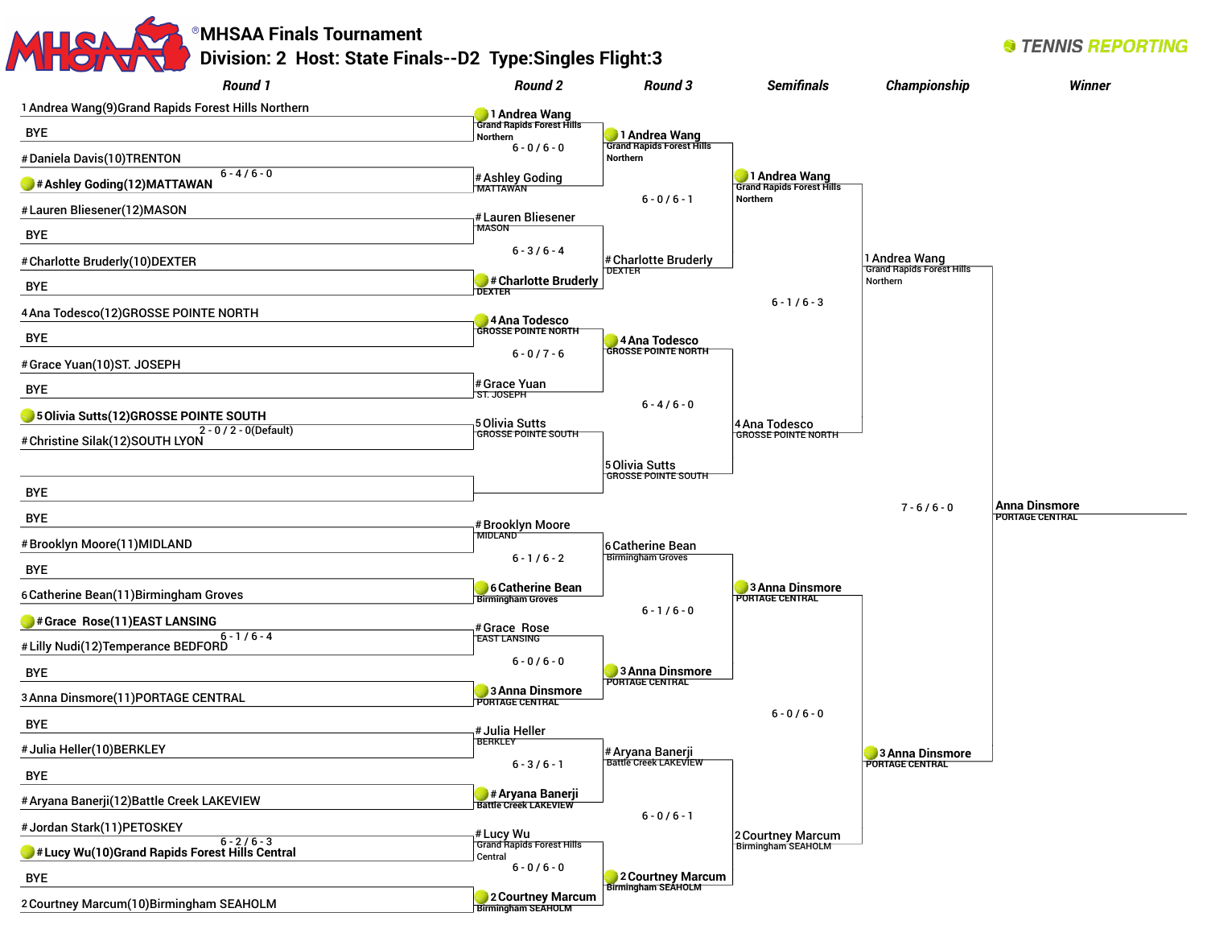# MHSAA Finals Tournament

## Division: 2 Host: State Finals--D2 Type:Singles Flight:3

TENNIS REPORTING

### Round 1

| Match | Player 1 | Player 2 | Score |
|---|---|---|---|
| 1 | 1 Andrea Wang(9)Grand Rapids Forest Hills Northern | BYE | |
| 2 | # Daniela Davis(10)TRENTON | # Ashley Goding(12)MATTAWAN (winner) | 6 - 4 / 6 - 0 |
| 3 | # Lauren Bliesener(12)MASON | BYE | |
| 4 | # Charlotte Bruderly(10)DEXTER | BYE | |
| 5 | 4 Ana Todesco(12)GROSSE POINTE NORTH | BYE | |
| 6 | # Grace Yuan(10)ST. JOSEPH | BYE | |
| 7 | 5 Olivia Sutts(12)GROSSE POINTE SOUTH (winner) | # Christine Silak(12)SOUTH LYON | 2 - 0 / 2 - 0(Default) |
| 8 | (blank) | BYE | |
| 9 | BYE | # Brooklyn Moore(11)MIDLAND | |
| 10 | BYE | 6 Catherine Bean(11)Birmingham Groves | |
| 11 | # Grace Rose(11)EAST LANSING (winner) | # Lilly Nudi(12)Temperance BEDFORD | 6 - 1 / 6 - 4 |
| 12 | BYE | 3 Anna Dinsmore(11)PORTAGE CENTRAL | |
| 13 | BYE | # Julia Heller(10)BERKLEY | |
| 14 | BYE | # Aryana Banerji(12)Battle Creek LAKEVIEW | |
| 15 | # Jordan Stark(11)PETOSKEY | # Lucy Wu(10)Grand Rapids Forest Hills Central (winner) | 6 - 2 / 6 - 3 |
| 16 | BYE | 2 Courtney Marcum(10)Birmingham SEAHOLM | |

### Round 2

| Player 1 | Player 2 | Score |
|---|---|---|
| 1 Andrea Wang, Grand Rapids Forest Hills Northern (winner) | # Ashley Goding, MATTAWAN | 6 - 0 / 6 - 0 |
| # Lauren Bliesener, MASON | # Charlotte Bruderly, DEXTER (winner) | 6 - 3 / 6 - 4 |
| 4 Ana Todesco, GROSSE POINTE NORTH (winner) | # Grace Yuan, ST. JOSEPH | 6 - 0 / 7 - 6 |
| 5 Olivia Sutts, GROSSE POINTE SOUTH | | |
| # Brooklyn Moore, MIDLAND | 6 Catherine Bean, Birmingham Groves (winner) | 6 - 1 / 6 - 2 |
| # Grace Rose, EAST LANSING | 3 Anna Dinsmore, PORTAGE CENTRAL (winner) | 6 - 0 / 6 - 0 |
| # Julia Heller, BERKLEY | # Aryana Banerji, Battle Creek LAKEVIEW (winner) | 6 - 3 / 6 - 1 |
| # Lucy Wu, Grand Rapids Forest Hills Central | 2 Courtney Marcum, Birmingham SEAHOLM (winner) | 6 - 0 / 6 - 0 |

### Round 3

| Player 1 | Player 2 | Score |
|---|---|---|
| 1 Andrea Wang, Grand Rapids Forest Hills Northern (winner) | # Charlotte Bruderly, DEXTER | 6 - 0 / 6 - 1 |
| 4 Ana Todesco, GROSSE POINTE NORTH (winner) | 5 Olivia Sutts, GROSSE POINTE SOUTH | 6 - 4 / 6 - 0 |
| 6 Catherine Bean, Birmingham Groves | 3 Anna Dinsmore, PORTAGE CENTRAL (winner) | 6 - 1 / 6 - 0 |
| # Aryana Banerji, Battle Creek LAKEVIEW | 2 Courtney Marcum, Birmingham SEAHOLM (winner) | 6 - 0 / 6 - 1 |

### Semifinals

| Player 1 | Player 2 | Score |
|---|---|---|
| 1 Andrea Wang, Grand Rapids Forest Hills Northern (winner) | 4 Ana Todesco, GROSSE POINTE NORTH | 6 - 1 / 6 - 3 |
| 3 Anna Dinsmore, PORTAGE CENTRAL (winner) | 2 Courtney Marcum, Birmingham SEAHOLM | 6 - 0 / 6 - 0 |

### Championship

| Player 1 | Player 2 | Score |
|---|---|---|
| 1 Andrea Wang, Grand Rapids Forest Hills Northern | 3 Anna Dinsmore, PORTAGE CENTRAL (winner) | 7 - 6 / 6 - 0 |

### Winner

**Anna Dinsmore**, PORTAGE CENTRAL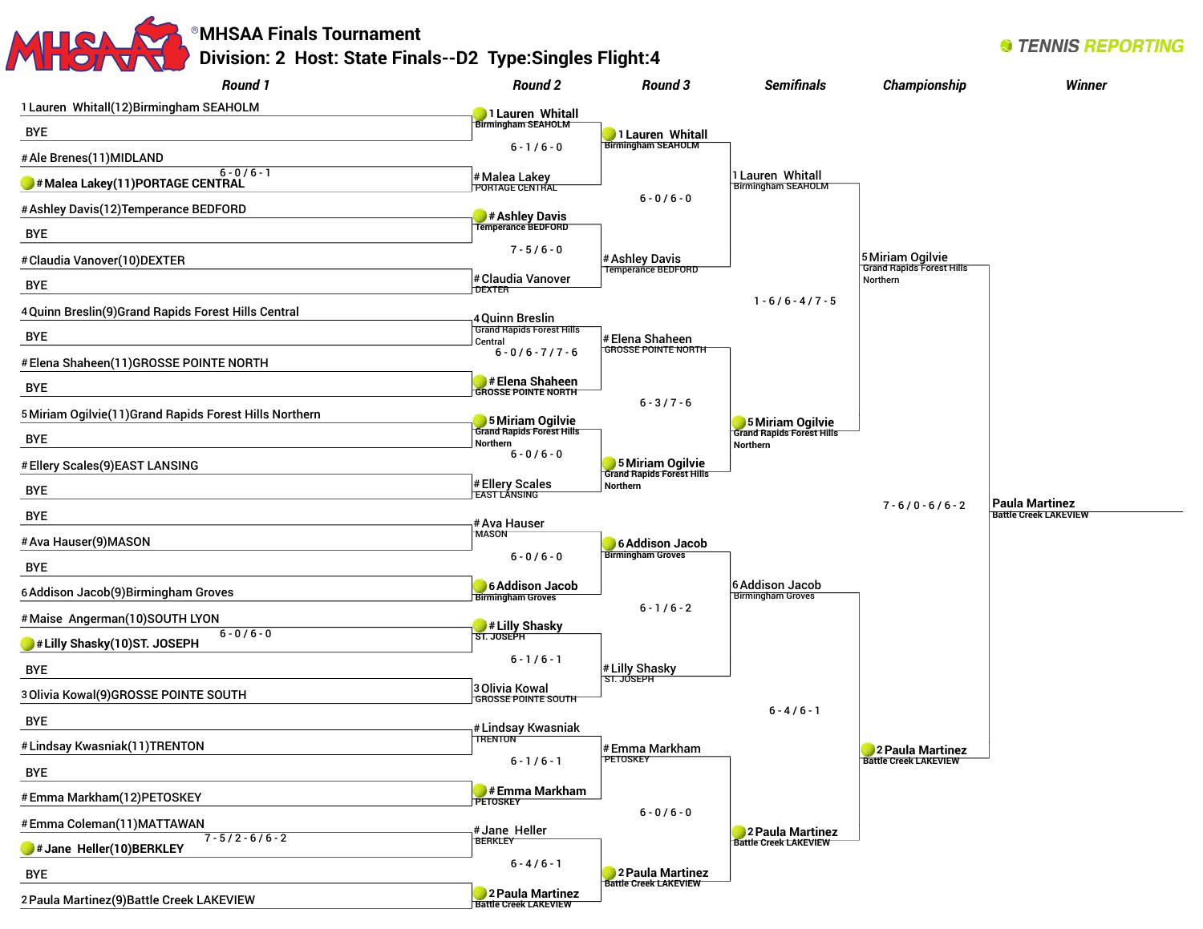# MHSAA Finals Tournament

## Division: 2 Host: State Finals--D2 Type:Singles Flight:4

TENNIS REPORTING

### Round 1

| Match | Player 1 | Player 2 | Score |
|---|---|---|---|
| 1 | 1 Lauren Whitall(12)Birmingham SEAHOLM | BYE | |
| 2 | # Ale Brenes(11)MIDLAND | # Malea Lakey(11)PORTAGE CENTRAL (winner) | 6 - 0 / 6 - 1 |
| 3 | # Ashley Davis(12)Temperance BEDFORD | BYE | |
| 4 | # Claudia Vanover(10)DEXTER | BYE | |
| 5 | 4 Quinn Breslin(9)Grand Rapids Forest Hills Central | BYE | |
| 6 | # Elena Shaheen(11)GROSSE POINTE NORTH | BYE | |
| 7 | 5 Miriam Ogilvie(11)Grand Rapids Forest Hills Northern | BYE | |
| 8 | # Ellery Scales(9)EAST LANSING | BYE | |
| 9 | BYE | # Ava Hauser(9)MASON | |
| 10 | BYE | 6 Addison Jacob(9)Birmingham Groves | |
| 11 | # Maise Angerman(10)SOUTH LYON | # Lilly Shasky(10)ST. JOSEPH (winner) | 6 - 0 / 6 - 0 |
| 12 | BYE | 3 Olivia Kowal(9)GROSSE POINTE SOUTH | |
| 13 | BYE | # Lindsay Kwasniak(11)TRENTON | |
| 14 | BYE | # Emma Markham(12)PETOSKEY | |
| 15 | # Emma Coleman(11)MATTAWAN | # Jane Heller(10)BERKLEY (winner) | 7 - 5 / 2 - 6 / 6 - 2 |
| 16 | BYE | 2 Paula Martinez(9)Battle Creek LAKEVIEW | |

### Round 2

| Player 1 | Player 2 | Winner | Score |
|---|---|---|---|
| 1 Lauren Whitall, Birmingham SEAHOLM | # Malea Lakey, PORTAGE CENTRAL | 1 Lauren Whitall | 6 - 1 / 6 - 0 |
| # Ashley Davis, Temperance BEDFORD | # Claudia Vanover, DEXTER | # Ashley Davis | 7 - 5 / 6 - 0 |
| 4 Quinn Breslin, Grand Rapids Forest Hills Central | # Elena Shaheen, GROSSE POINTE NORTH | # Elena Shaheen | 6 - 0 / 6 - 7 / 7 - 6 |
| 5 Miriam Ogilvie, Grand Rapids Forest Hills Northern | # Ellery Scales, EAST LANSING | 5 Miriam Ogilvie | 6 - 0 / 6 - 0 |
| # Ava Hauser, MASON | 6 Addison Jacob, Birmingham Groves | 6 Addison Jacob | 6 - 0 / 6 - 0 |
| # Lilly Shasky, ST. JOSEPH | 3 Olivia Kowal, GROSSE POINTE SOUTH | # Lilly Shasky | 6 - 1 / 6 - 1 |
| # Lindsay Kwasniak, TRENTON | # Emma Markham, PETOSKEY | # Emma Markham | 6 - 1 / 6 - 1 |
| # Jane Heller, BERKLEY | 2 Paula Martinez, Battle Creek LAKEVIEW | 2 Paula Martinez | 6 - 4 / 6 - 1 |

### Round 3

| Player 1 | Player 2 | Winner | Score |
|---|---|---|---|
| 1 Lauren Whitall, Birmingham SEAHOLM | # Ashley Davis, Temperance BEDFORD | 1 Lauren Whitall | 6 - 0 / 6 - 0 |
| # Elena Shaheen, GROSSE POINTE NORTH | 5 Miriam Ogilvie, Grand Rapids Forest Hills Northern | 5 Miriam Ogilvie | 6 - 3 / 7 - 6 |
| 6 Addison Jacob, Birmingham Groves | # Lilly Shasky, ST. JOSEPH | 6 Addison Jacob | 6 - 1 / 6 - 2 |
| # Emma Markham, PETOSKEY | 2 Paula Martinez, Battle Creek LAKEVIEW | 2 Paula Martinez | 6 - 0 / 6 - 0 |

### Semifinals

| Player 1 | Player 2 | Winner | Score |
|---|---|---|---|
| 1 Lauren Whitall, Birmingham SEAHOLM | 5 Miriam Ogilvie, Grand Rapids Forest Hills Northern | 5 Miriam Ogilvie | 1 - 6 / 6 - 4 / 7 - 5 |
| 6 Addison Jacob, Birmingham Groves | 2 Paula Martinez, Battle Creek LAKEVIEW | 2 Paula Martinez | 6 - 4 / 6 - 1 |

### Championship

| Player 1 | Player 2 | Winner | Score |
|---|---|---|---|
| 5 Miriam Ogilvie, Grand Rapids Forest Hills Northern | 2 Paula Martinez, Battle Creek LAKEVIEW | 2 Paula Martinez | 7 - 6 / 0 - 6 / 6 - 2 |

### Winner

Paula Martinez, Battle Creek LAKEVIEW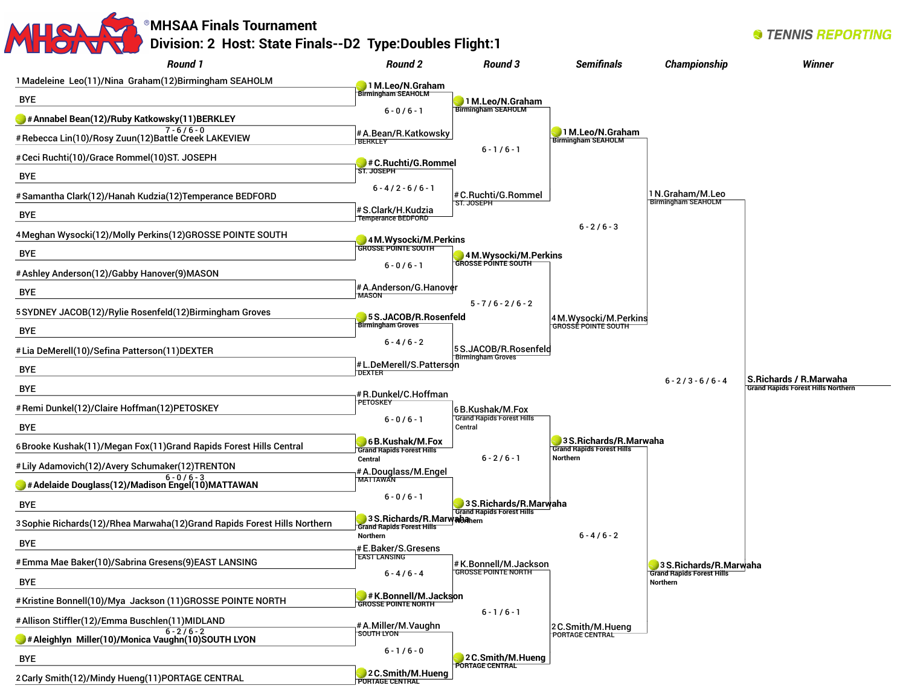# MHSAA Finals Tournament

## Division: 2 Host: State Finals--D2 Type: Doubles Flight: 1

TENNIS REPORTING

### Round 1

- 1 Madeleine Leo(11)/Nina Graham(12) Birmingham SEAHOLM
- BYE
- # Annabel Bean(12)/Ruby Katkowsky(11) BERKLEY — 7-6 / 6-0
- # Rebecca Lin(10)/Rosy Zuun(12) Battle Creek LAKEVIEW
- # Ceci Ruchti(10)/Grace Rommel(10) ST. JOSEPH
- BYE
- # Samantha Clark(12)/Hanah Kudzia(12) Temperance BEDFORD
- BYE
- 4 Meghan Wysocki(12)/Molly Perkins(12) GROSSE POINTE SOUTH
- BYE
- # Ashley Anderson(12)/Gabby Hanover(9) MASON
- BYE
- 5 SYDNEY JACOB(12)/Rylie Rosenfeld(12) Birmingham Groves
- BYE
- # Lia DeMerell(10)/Sefina Patterson(11) DEXTER
- BYE
- BYE
- # Remi Dunkel(12)/Claire Hoffman(12) PETOSKEY
- BYE
- 6 Brooke Kushak(11)/Megan Fox(11) Grand Rapids Forest Hills Central
- # Lily Adamovich(12)/Avery Schumaker(12) TRENTON
- # Adelaide Douglass(12)/Madison Engel(10) MATTAWAN — 6-0 / 6-3
- BYE
- 3 Sophie Richards(12)/Rhea Marwaha(12) Grand Rapids Forest Hills Northern
- BYE
- # Emma Mae Baker(10)/Sabrina Gresens(9) EAST LANSING
- BYE
- # Kristine Bonnell(10)/Mya Jackson(11) GROSSE POINTE NORTH
- # Allison Stiffler(12)/Emma Buschlen(11) MIDLAND
- # Aleighlyn Miller(10)/Monica Vaughn(10) SOUTH LYON — 6-2 / 6-2
- BYE
- 2 Carly Smith(12)/Mindy Hueng(11) PORTAGE CENTRAL

### Round 2

- 1 M.Leo/N.Graham (Birmingham SEAHOLM) def. # A.Bean/R.Katkowsky (BERKLEY) — 6-0 / 6-1
- # C.Ruchti/G.Rommel (ST. JOSEPH) def. # S.Clark/H.Kudzia (Temperance BEDFORD) — 6-4 / 2-6 / 6-1
- 4 M.Wysocki/M.Perkins (GROSSE POINTE SOUTH) def. # A.Anderson/G.Hanover (MASON) — 6-0 / 6-1
- 5 S.JACOB/R.Rosenfeld (Birmingham Groves) def. # L.DeMerell/S.Patterson (DEXTER) — 6-4 / 6-2
- 6 B.Kushak/M.Fox (Grand Rapids Forest Hills Central) def. # R.Dunkel/C.Hoffman (PETOSKEY) — 6-0 / 6-1
- 3 S.Richards/R.Marwaha (Grand Rapids Forest Hills Northern) def. # A.Douglass/M.Engel (MATTAWAN) — 6-0 / 6-1
- # K.Bonnell/M.Jackson (GROSSE POINTE NORTH) def. # E.Baker/S.Gresens (EAST LANSING) — 6-4 / 6-4
- 2 C.Smith/M.Hueng (PORTAGE CENTRAL) def. # A.Miller/M.Vaughn (SOUTH LYON) — 6-1 / 6-0

### Round 3

- 1 M.Leo/N.Graham (Birmingham SEAHOLM) def. # C.Ruchti/G.Rommel (ST. JOSEPH) — 6-1 / 6-1
- 4 M.Wysocki/M.Perkins (GROSSE POINTE SOUTH) def. 5 S.JACOB/R.Rosenfeld (Birmingham Groves) — 5-7 / 6-2 / 6-2
- 3 S.Richards/R.Marwaha (Grand Rapids Forest Hills Northern) def. 6 B.Kushak/M.Fox (Grand Rapids Forest Hills Central) — 6-2 / 6-1
- 2 C.Smith/M.Hueng (PORTAGE CENTRAL) def. # K.Bonnell/M.Jackson (GROSSE POINTE NORTH) — 6-1 / 6-1

### Semifinals

- 1 M.Leo/N.Graham (Birmingham SEAHOLM) def. 4 M.Wysocki/M.Perkins (GROSSE POINTE SOUTH) — 6-2 / 6-3
- 3 S.Richards/R.Marwaha (Grand Rapids Forest Hills Northern) def. 2 C.Smith/M.Hueng (PORTAGE CENTRAL) — 6-4 / 6-2

### Championship

- 3 S.Richards/R.Marwaha (Grand Rapids Forest Hills Northern) def. 1 N.Graham/M.Leo (Birmingham SEAHOLM) — 6-2 / 3-6 / 6-4

### Winner

S.Richards / R.Marwaha — Grand Rapids Forest Hills Northern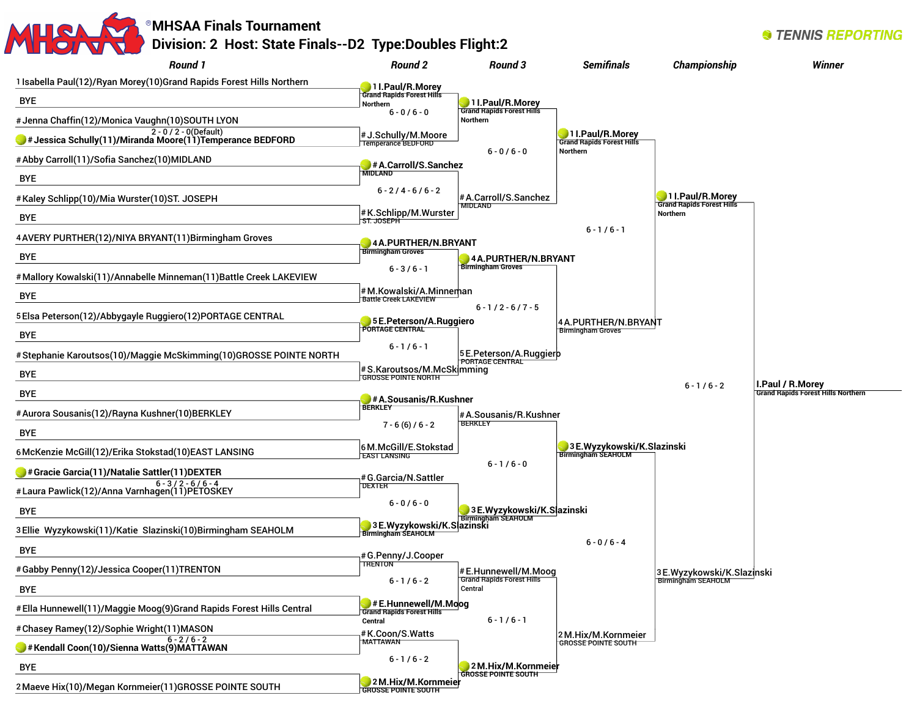# ®MHSAA Finals Tournament

## Division: 2 Host: State Finals--D2 Type:Doubles Flight:2

TENNIS REPORTING

### Round 1

- 1 Isabella Paul(12)/Ryan Morey(10)Grand Rapids Forest Hills Northern
- BYE
- # Jenna Chaffin(12)/Monica Vaughn(10)SOUTH LYON
- **# Jessica Schully(11)/Miranda Moore(11)Temperance BEDFORD** — 2 - 0 / 2 - 0(Default)
- # Abby Carroll(11)/Sofia Sanchez(10)MIDLAND
- BYE
- # Kaley Schlipp(10)/Mia Wurster(10)ST. JOSEPH
- BYE
- 4 AVERY PURTHER(12)/NIYA BRYANT(11)Birmingham Groves
- BYE
- # Mallory Kowalski(11)/Annabelle Minneman(11)Battle Creek LAKEVIEW
- BYE
- 5 Elsa Peterson(12)/Abbygayle Ruggiero(12)PORTAGE CENTRAL
- BYE
- # Stephanie Karoutsos(10)/Maggie McSkimming(10)GROSSE POINTE NORTH
- BYE
- BYE
- # Aurora Sousanis(12)/Rayna Kushner(10)BERKLEY
- BYE
- 6 McKenzie McGill(12)/Erika Stokstad(10)EAST LANSING
- **# Gracie Garcia(11)/Natalie Sattler(11)DEXTER** — 6 - 3 / 2 - 6 / 6 - 4
- # Laura Pawlick(12)/Anna Varnhagen(11)PETOSKEY
- BYE
- 3 Ellie Wyzykowski(11)/Katie Slazinski(10)Birmingham SEAHOLM
- BYE
- # Gabby Penny(12)/Jessica Cooper(11)TRENTON
- BYE
- # Ella Hunnewell(11)/Maggie Moog(9)Grand Rapids Forest Hills Central
- # Chasey Ramey(12)/Sophie Wright(11)MASON
- **# Kendall Coon(10)/Sienna Watts(9)MATTAWAN** — 6 - 2 / 6 - 2
- BYE
- 2 Maeve Hix(10)/Megan Kornmeier(11)GROSSE POINTE SOUTH

### Round 2

- **1 I.Paul/R.Morey** Grand Rapids Forest Hills Northern — 6 - 0 / 6 - 0
- # J.Schully/M.Moore Temperance BEDFORD
- **# A.Carroll/S.Sanchez** MIDLAND — 6 - 2 / 4 - 6 / 6 - 2
- # K.Schlipp/M.Wurster ST. JOSEPH
- **4 A.PURTHER/N.BRYANT** Birmingham Groves — 6 - 3 / 6 - 1
- # M.Kowalski/A.Minneman Battle Creek LAKEVIEW
- **5 E.Peterson/A.Ruggiero** PORTAGE CENTRAL — 6 - 1 / 6 - 1
- # S.Karoutsos/M.McSkimming GROSSE POINTE NORTH
- **# A.Sousanis/R.Kushner** BERKLEY — 7 - 6 (6) / 6 - 2
- 6 M.McGill/E.Stokstad EAST LANSING
- # G.Garcia/N.Sattler DEXTER — 6 - 0 / 6 - 0
- **3 E.Wyzykowski/K.Slazinski** Birmingham SEAHOLM
- # G.Penny/J.Cooper TRENTON — 6 - 1 / 6 - 2
- **# E.Hunnewell/M.Moog** Grand Rapids Forest Hills Central
- # K.Coon/S.Watts MATTAWAN — 6 - 1 / 6 - 2
- **2 M.Hix/M.Kornmeier** GROSSE POINTE SOUTH

### Round 3

- **1 I.Paul/R.Morey** Grand Rapids Forest Hills Northern — 6 - 0 / 6 - 0
- # A.Carroll/S.Sanchez MIDLAND
- **4 A.PURTHER/N.BRYANT** Birmingham Groves — 6 - 1 / 2 - 6 / 7 - 5
- 5 E.Peterson/A.Ruggiero PORTAGE CENTRAL
- # A.Sousanis/R.Kushner BERKLEY — 6 - 1 / 6 - 0
- **3 E.Wyzykowski/K.Slazinski** Birmingham SEAHOLM
- # E.Hunnewell/M.Moog Grand Rapids Forest Hills Central — 6 - 1 / 6 - 1
- **2 M.Hix/M.Kornmeier** GROSSE POINTE SOUTH

### Semifinals

- **1 I.Paul/R.Morey** Grand Rapids Forest Hills Northern — 6 - 1 / 6 - 1
- 4 A.PURTHER/N.BRYANT Birmingham Groves
- **3 E.Wyzykowski/K.Slazinski** Birmingham SEAHOLM — 6 - 0 / 6 - 4
- 2 M.Hix/M.Kornmeier GROSSE POINTE SOUTH

### Championship

- **1 I.Paul/R.Morey** Grand Rapids Forest Hills Northern — 6 - 1 / 6 - 2
- 3 E.Wyzykowski/K.Slazinski Birmingham SEAHOLM

### Winner

I.Paul / R.Morey
Grand Rapids Forest Hills Northern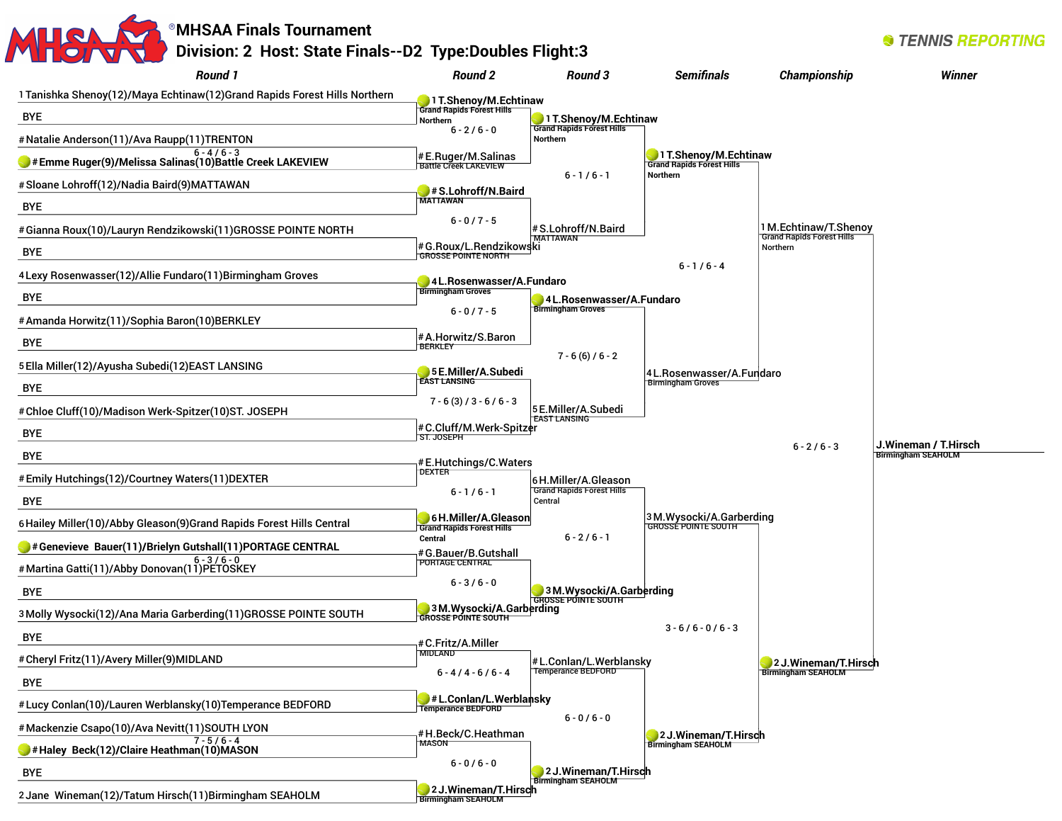# MHSAA Finals Tournament

## Division: 2 Host: State Finals--D2 Type:Doubles Flight:3

TENNIS REPORTING

### Round 1

1 Tanishka Shenoy(12)/Maya Echtinaw(12)Grand Rapids Forest Hills Northern
BYE

# Natalie Anderson(11)/Ava Raupp(11)TRENTON
# Emme Ruger(9)/Melissa Salinas(10)Battle Creek LAKEVIEW — 6 - 4 / 6 - 3

# Sloane Lohroff(12)/Nadia Baird(9)MATTAWAN
BYE

# Gianna Roux(10)/Lauryn Rendzikowski(11)GROSSE POINTE NORTH
BYE

4 Lexy Rosenwasser(12)/Allie Fundaro(11)Birmingham Groves
BYE

# Amanda Horwitz(11)/Sophia Baron(10)BERKLEY
BYE

5 Ella Miller(12)/Ayusha Subedi(12)EAST LANSING
BYE

# Chloe Cluff(10)/Madison Werk-Spitzer(10)ST. JOSEPH
BYE

BYE
# Emily Hutchings(12)/Courtney Waters(11)DEXTER

BYE
6 Hailey Miller(10)/Abby Gleason(9)Grand Rapids Forest Hills Central

# Genevieve Bauer(11)/Brielyn Gutshall(11)PORTAGE CENTRAL — 6 - 3 / 6 - 0
# Martina Gatti(11)/Abby Donovan(11)PETOSKEY

BYE
3 Molly Wysocki(12)/Ana Maria Garberding(11)GROSSE POINTE SOUTH

BYE
# Cheryl Fritz(11)/Avery Miller(9)MIDLAND

BYE
# Lucy Conlan(10)/Lauren Werblansky(10)Temperance BEDFORD

# Mackenzie Csapo(10)/Ava Nevitt(11)SOUTH LYON
# Haley Beck(12)/Claire Heathman(10)MASON — 7 - 5 / 6 - 4

BYE
2 Jane Wineman(12)/Tatum Hirsch(11)Birmingham SEAHOLM

### Round 2

1 T.Shenoy/M.Echtinaw (Grand Rapids Forest Hills Northern) def. # E.Ruger/M.Salinas (Battle Creek LAKEVIEW) — 6 - 2 / 6 - 0

# S.Lohroff/N.Baird (MATTAWAN) def. # G.Roux/L.Rendzikowski (GROSSE POINTE NORTH) — 6 - 0 / 7 - 5

4 L.Rosenwasser/A.Fundaro (Birmingham Groves) def. # A.Horwitz/S.Baron (BERKLEY) — 6 - 0 / 7 - 5

5 E.Miller/A.Subedi (EAST LANSING) def. # C.Cluff/M.Werk-Spitzer (ST. JOSEPH) — 7 - 6 (3) / 3 - 6 / 6 - 3

6 H.Miller/A.Gleason (Grand Rapids Forest Hills Central) def. # E.Hutchings/C.Waters (DEXTER) — 6 - 1 / 6 - 1

3 M.Wysocki/A.Garberding (GROSSE POINTE SOUTH) def. # G.Bauer/B.Gutshall (PORTAGE CENTRAL) — 6 - 3 / 6 - 0

# L.Conlan/L.Werblansky (Temperance BEDFORD) def. # C.Fritz/A.Miller (MIDLAND) — 6 - 4 / 4 - 6 / 6 - 4

2 J.Wineman/T.Hirsch (Birmingham SEAHOLM) def. # H.Beck/C.Heathman (MASON) — 6 - 0 / 6 - 0

### Round 3

1 T.Shenoy/M.Echtinaw (Grand Rapids Forest Hills Northern) def. # S.Lohroff/N.Baird (MATTAWAN) — 6 - 1 / 6 - 1

4 L.Rosenwasser/A.Fundaro (Birmingham Groves) def. 5 E.Miller/A.Subedi (EAST LANSING) — 7 - 6 (6) / 6 - 2

3 M.Wysocki/A.Garberding (GROSSE POINTE SOUTH) def. 6 H.Miller/A.Gleason (Grand Rapids Forest Hills Central) — 6 - 2 / 6 - 1

2 J.Wineman/T.Hirsch (Birmingham SEAHOLM) def. # L.Conlan/L.Werblansky (Temperance BEDFORD) — 6 - 0 / 6 - 0

### Semifinals

1 T.Shenoy/M.Echtinaw (Grand Rapids Forest Hills Northern) def. 4 L.Rosenwasser/A.Fundaro (Birmingham Groves) — 6 - 1 / 6 - 4

2 J.Wineman/T.Hirsch (Birmingham SEAHOLM) def. 3 M.Wysocki/A.Garberding (GROSSE POINTE SOUTH) — 3 - 6 / 6 - 0 / 6 - 3

### Championship

2 J.Wineman/T.Hirsch (Birmingham SEAHOLM) def. 1 M.Echtinaw/T.Shenoy (Grand Rapids Forest Hills Northern) — 6 - 2 / 6 - 3

### Winner

J.Wineman / T.Hirsch — Birmingham SEAHOLM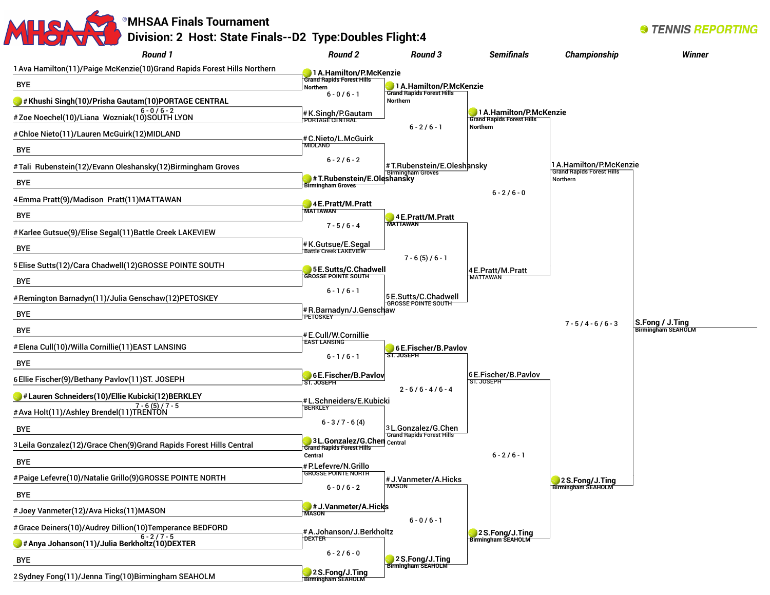# MHSAA Finals Tournament

## Division: 2 Host: State Finals--D2 Type:Doubles Flight:4

TENNIS REPORTING

### Round 1

- 1 Ava Hamilton(11)/Paige McKenzie(10)Grand Rapids Forest Hills Northern
- BYE
- # **Khushi Singh(10)/Prisha Gautam(10)PORTAGE CENTRAL** — 6 - 0 / 6 - 2
- # Zoe Noechel(10)/Liana Wozniak(10)SOUTH LYON
- # Chloe Nieto(11)/Lauren McGuirk(12)MIDLAND
- BYE
- # Tali Rubenstein(12)/Evann Oleshansky(12)Birmingham Groves
- BYE
- 4 Emma Pratt(9)/Madison Pratt(11)MATTAWAN
- BYE
- # Karlee Gutsue(9)/Elise Segal(11)Battle Creek LAKEVIEW
- BYE
- 5 Elise Sutts(12)/Cara Chadwell(12)GROSSE POINTE SOUTH
- BYE
- # Remington Barnadyn(11)/Julia Genschaw(12)PETOSKEY
- BYE
- BYE
- # Elena Cull(10)/Willa Cornillie(11)EAST LANSING
- BYE
- 6 Ellie Fischer(9)/Bethany Pavlov(11)ST. JOSEPH
- # **Lauren Schneiders(10)/Ellie Kubicki(12)BERKLEY** — 7 - 6 (5) / 7 - 5
- # Ava Holt(11)/Ashley Brendel(11)TRENTON
- BYE
- 3 Leila Gonzalez(12)/Grace Chen(9)Grand Rapids Forest Hills Central
- BYE
- # Paige Lefevre(10)/Natalie Grillo(9)GROSSE POINTE NORTH
- BYE
- # Joey Vanmeter(12)/Ava Hicks(11)MASON
- # Grace Deiners(10)/Audrey Dillion(10)Temperance BEDFORD
- # **Anya Johanson(11)/Julia Berkholtz(10)DEXTER** — 6 - 2 / 7 - 5
- BYE
- 2 Sydney Fong(11)/Jenna Ting(10)Birmingham SEAHOLM

### Round 2

- **1 A.Hamilton/P.McKenzie** (Grand Rapids Forest Hills Northern) def. # K.Singh/P.Gautam (PORTAGE CENTRAL) — 6 - 0 / 6 - 1
- **# T.Rubenstein/E.Oleshansky** (Birmingham Groves) def. # C.Nieto/L.McGuirk (MIDLAND) — 6 - 2 / 6 - 2
- **4 E.Pratt/M.Pratt** (MATTAWAN) def. # K.Gutsue/E.Segal (Battle Creek LAKEVIEW) — 7 - 5 / 6 - 4
- **5 E.Sutts/C.Chadwell** (GROSSE POINTE SOUTH) def. # R.Barnadyn/J.Genschaw (PETOSKEY) — 6 - 1 / 6 - 1
- **6 E.Fischer/B.Pavlov** (ST. JOSEPH) def. # E.Cull/W.Cornillie (EAST LANSING) — 6 - 1 / 6 - 1
- **3 L.Gonzalez/G.Chen** (Grand Rapids Forest Hills Central) def. # L.Schneiders/E.Kubicki (BERKLEY) — 6 - 3 / 7 - 6 (4)
- **# J.Vanmeter/A.Hicks** (MASON) def. # P.Lefevre/N.Grillo (GROSSE POINTE NORTH) — 6 - 0 / 6 - 2
- **2 S.Fong/J.Ting** (Birmingham SEAHOLM) def. # A.Johanson/J.Berkholtz (DEXTER) — 6 - 2 / 6 - 0

### Round 3

- **1 A.Hamilton/P.McKenzie** (Grand Rapids Forest Hills Northern) def. # T.Rubenstein/E.Oleshansky (Birmingham Groves) — 6 - 2 / 6 - 1
- **4 E.Pratt/M.Pratt** (MATTAWAN) def. 5 E.Sutts/C.Chadwell (GROSSE POINTE SOUTH) — 7 - 6 (5) / 6 - 1
- **6 E.Fischer/B.Pavlov** (ST. JOSEPH) def. 3 L.Gonzalez/G.Chen (Grand Rapids Forest Hills Central) — 2 - 6 / 6 - 4 / 6 - 4
- **2 S.Fong/J.Ting** (Birmingham SEAHOLM) def. # J.Vanmeter/A.Hicks (MASON) — 6 - 0 / 6 - 1

### Semifinals

- **1 A.Hamilton/P.McKenzie** (Grand Rapids Forest Hills Northern) def. 4 E.Pratt/M.Pratt (MATTAWAN) — 6 - 2 / 6 - 0
- **2 S.Fong/J.Ting** (Birmingham SEAHOLM) def. 6 E.Fischer/B.Pavlov (ST. JOSEPH) — 6 - 2 / 6 - 1

### Championship

- 1 A.Hamilton/P.McKenzie (Grand Rapids Forest Hills Northern)
- **2 S.Fong/J.Ting** (Birmingham SEAHOLM) — 7 - 5 / 4 - 6 / 6 - 3

### Winner

S.Fong / J.Ting — Birmingham SEAHOLM